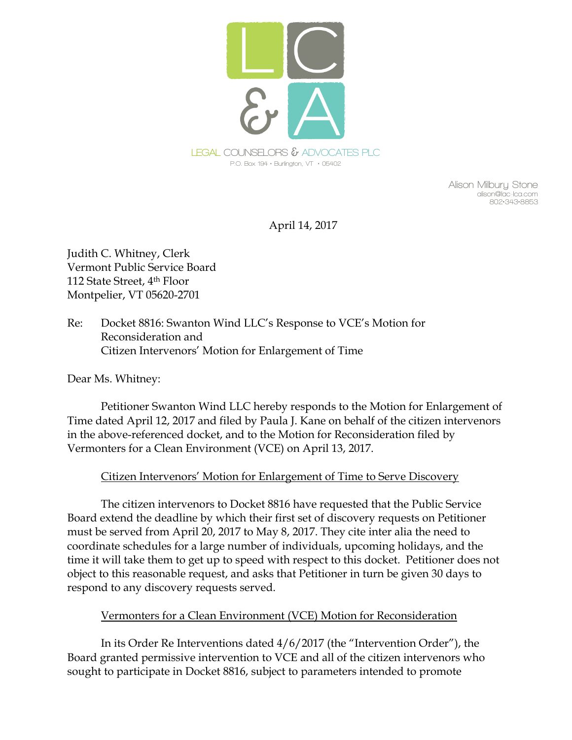LEGAL COUNSELORS & ADVOCATES PLC
P.O. Box 194 • Burlington, VT • 05402

Alison Milbury Stone
alison@lac-lca.com
802•343•8853

April 14, 2017

Judith C. Whitney, Clerk
Vermont Public Service Board
112 State Street, 4th Floor
Montpelier, VT 05620-2701

Re: Docket 8816: Swanton Wind LLC's Response to VCE's Motion for Reconsideration and Citizen Intervenors' Motion for Enlargement of Time

Dear Ms. Whitney:

Petitioner Swanton Wind LLC hereby responds to the Motion for Enlargement of Time dated April 12, 2017 and filed by Paula J. Kane on behalf of the citizen intervenors in the above-referenced docket, and to the Motion for Reconsideration filed by Vermonters for a Clean Environment (VCE) on April 13, 2017.

<u>Citizen Intervenors' Motion for Enlargement of Time to Serve Discovery</u>

The citizen intervenors to Docket 8816 have requested that the Public Service Board extend the deadline by which their first set of discovery requests on Petitioner must be served from April 20, 2017 to May 8, 2017. They cite inter alia the need to coordinate schedules for a large number of individuals, upcoming holidays, and the time it will take them to get up to speed with respect to this docket. Petitioner does not object to this reasonable request, and asks that Petitioner in turn be given 30 days to respond to any discovery requests served.

<u>Vermonters for a Clean Environment (VCE) Motion for Reconsideration</u>

In its Order Re Interventions dated 4/6/2017 (the "Intervention Order"), the Board granted permissive intervention to VCE and all of the citizen intervenors who sought to participate in Docket 8816, subject to parameters intended to promote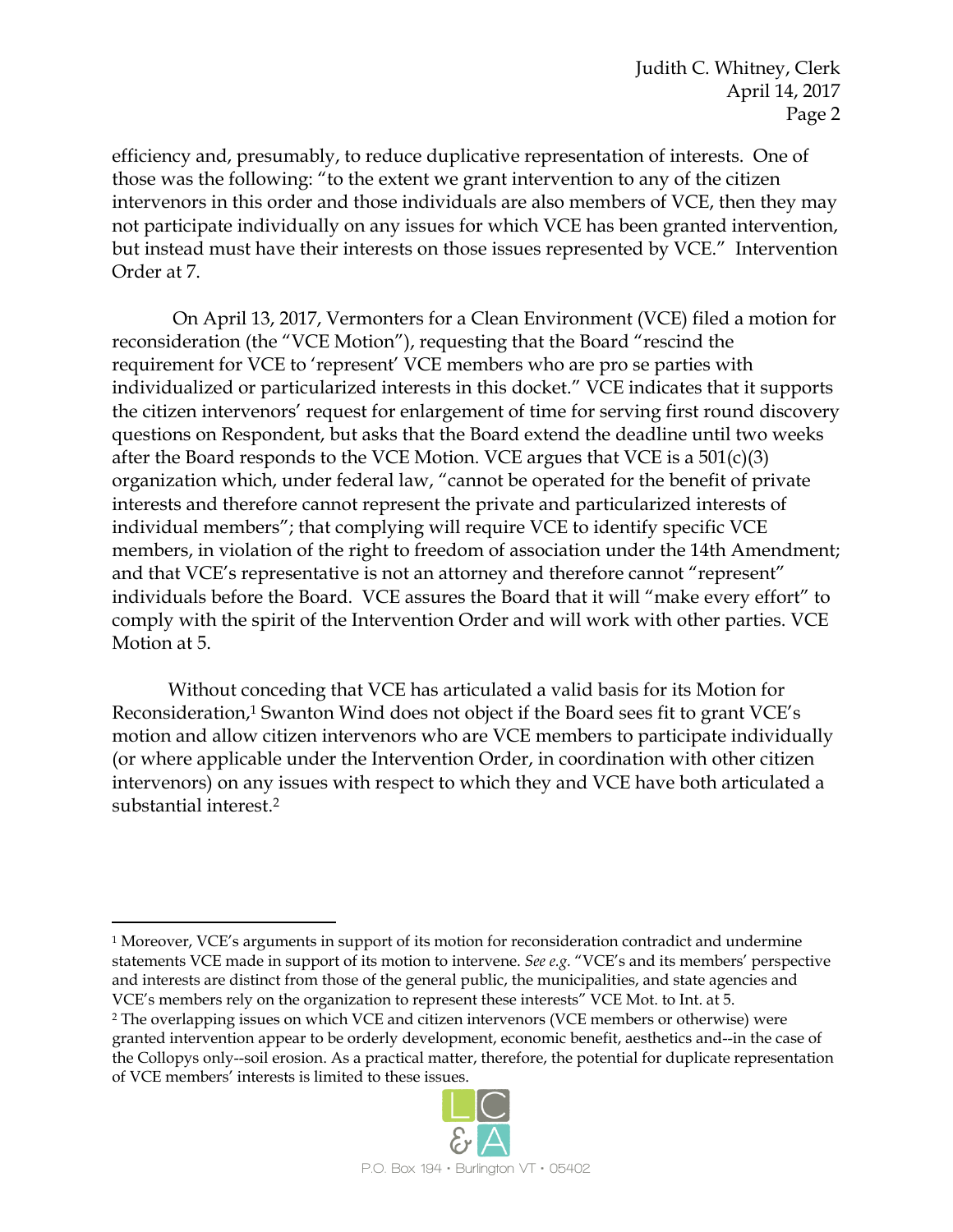efficiency and, presumably, to reduce duplicative representation of interests. One of those was the following: "to the extent we grant intervention to any of the citizen intervenors in this order and those individuals are also members of VCE, then they may not participate individually on any issues for which VCE has been granted intervention, but instead must have their interests on those issues represented by VCE." Intervention Order at 7.

On April 13, 2017, Vermonters for a Clean Environment (VCE) filed a motion for reconsideration (the "VCE Motion"), requesting that the Board "rescind the requirement for VCE to 'represent' VCE members who are pro se parties with individualized or particularized interests in this docket." VCE indicates that it supports the citizen intervenors' request for enlargement of time for serving first round discovery questions on Respondent, but asks that the Board extend the deadline until two weeks after the Board responds to the VCE Motion. VCE argues that VCE is a 501(c)(3) organization which, under federal law, "cannot be operated for the benefit of private interests and therefore cannot represent the private and particularized interests of individual members"; that complying will require VCE to identify specific VCE members, in violation of the right to freedom of association under the 14th Amendment; and that VCE's representative is not an attorney and therefore cannot "represent" individuals before the Board. VCE assures the Board that it will "make every effort" to comply with the spirit of the Intervention Order and will work with other parties. VCE Motion at 5.

Without conceding that VCE has articulated a valid basis for its Motion for Reconsideration,[1] Swanton Wind does not object if the Board sees fit to grant VCE's motion and allow citizen intervenors who are VCE members to participate individually (or where applicable under the Intervention Order, in coordination with other citizen intervenors) on any issues with respect to which they and VCE have both articulated a substantial interest.[2]

---

[1] Moreover, VCE's arguments in support of its motion for reconsideration contradict and undermine statements VCE made in support of its motion to intervene. *See e.g.* "VCE's and its members' perspective and interests are distinct from those of the general public, the municipalities, and state agencies and VCE's members rely on the organization to represent these interests" VCE Mot. to Int. at 5.

[2] The overlapping issues on which VCE and citizen intervenors (VCE members or otherwise) were granted intervention appear to be orderly development, economic benefit, aesthetics and--in the case of the Collopys only--soil erosion. As a practical matter, therefore, the potential for duplicate representation of VCE members' interests is limited to these issues.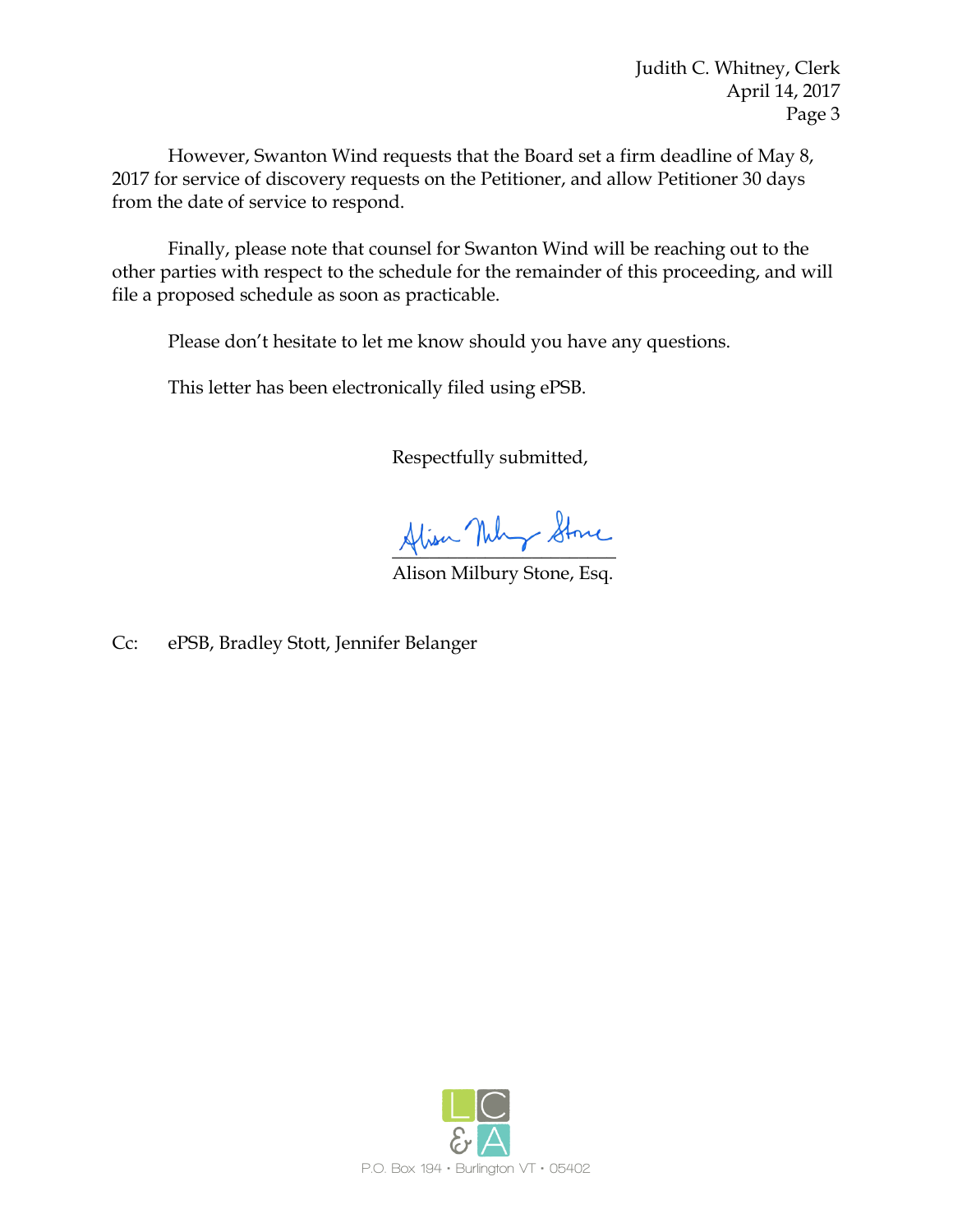However, Swanton Wind requests that the Board set a firm deadline of May 8, 2017 for service of discovery requests on the Petitioner, and allow Petitioner 30 days from the date of service to respond.

Finally, please note that counsel for Swanton Wind will be reaching out to the other parties with respect to the schedule for the remainder of this proceeding, and will file a proposed schedule as soon as practicable.

Please don't hesitate to let me know should you have any questions.

This letter has been electronically filed using ePSB.

Respectfully submitted,

Alison Milbury Stone, Esq.

Cc: ePSB, Bradley Stott, Jennifer Belanger

LC & A

P.O. Box 194 • Burlington VT • 05402